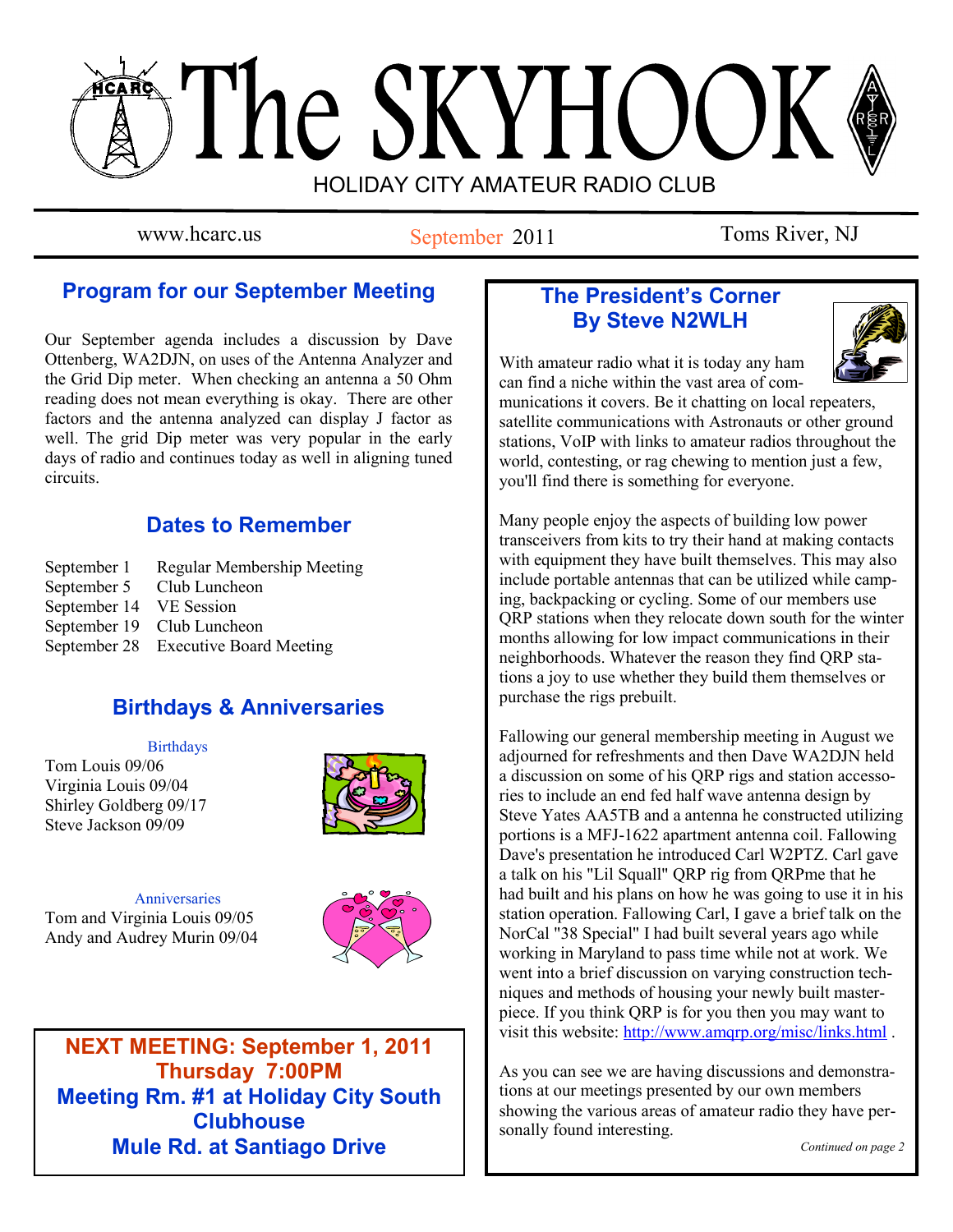# The SKYHOOK

HOLIDAY CITY AMATEUR RADIO CLUB

www.hcarc.us — September 2011 — Toms River, NJ

## Program for our September Meeting

Our September agenda includes a discussion by Dave Ottenberg, WA2DJN, on uses of the Antenna Analyzer and the Grid Dip meter. When checking an antenna a 50 Ohm reading does not mean everything is okay. There are other factors and the antenna analyzed can display J factor as well. The grid Dip meter was very popular in the early days of radio and continues today as well in aligning tuned circuits.

## Dates to Remember

| | |
|---|---|
| September 1 | Regular Membership Meeting |
| September 5 | Club Luncheon |
| September 14 | VE Session |
| September 19 | Club Luncheon |
| September 28 | Executive Board Meeting |

## Birthdays & Anniversaries

### Birthdays

Tom Louis 09/06
Virginia Louis 09/04
Shirley Goldberg 09/17
Steve Jackson 09/09

### Anniversaries

Tom and Virginia Louis 09/05
Andy and Audrey Murin 09/04

**NEXT MEETING: September 1, 2011**
**Thursday 7:00PM**
**Meeting Rm. #1 at Holiday City South Clubhouse**
**Mule Rd. at Santiago Drive**

## The President's Corner
## By Steve N2WLH

With amateur radio what it is today any ham can find a niche within the vast area of communications it covers. Be it chatting on local repeaters, satellite communications with Astronauts or other ground stations, VoIP with links to amateur radios throughout the world, contesting, or rag chewing to mention just a few, you'll find there is something for everyone.

Many people enjoy the aspects of building low power transceivers from kits to try their hand at making contacts with equipment they have built themselves. This may also include portable antennas that can be utilized while camping, backpacking or cycling. Some of our members use QRP stations when they relocate down south for the winter months allowing for low impact communications in their neighborhoods. Whatever the reason they find QRP stations a joy to use whether they build them themselves or purchase the rigs prebuilt.

Fallowing our general membership meeting in August we adjourned for refreshments and then Dave WA2DJN held a discussion on some of his QRP rigs and station accessories to include an end fed half wave antenna design by Steve Yates AA5TB and a antenna he constructed utilizing portions is a MFJ-1622 apartment antenna coil. Fallowing Dave's presentation he introduced Carl W2PTZ. Carl gave a talk on his "Lil Squall" QRP rig from QRPme that he had built and his plans on how he was going to use it in his station operation. Fallowing Carl, I gave a brief talk on the NorCal "38 Special" I had built several years ago while working in Maryland to pass time while not at work. We went into a brief discussion on varying construction techniques and methods of housing your newly built masterpiece. If you think QRP is for you then you may want to visit this website: http://www.amqrp.org/misc/links.html .

As you can see we are having discussions and demonstrations at our meetings presented by our own members showing the various areas of amateur radio they have personally found interesting.

*Continued on page 2*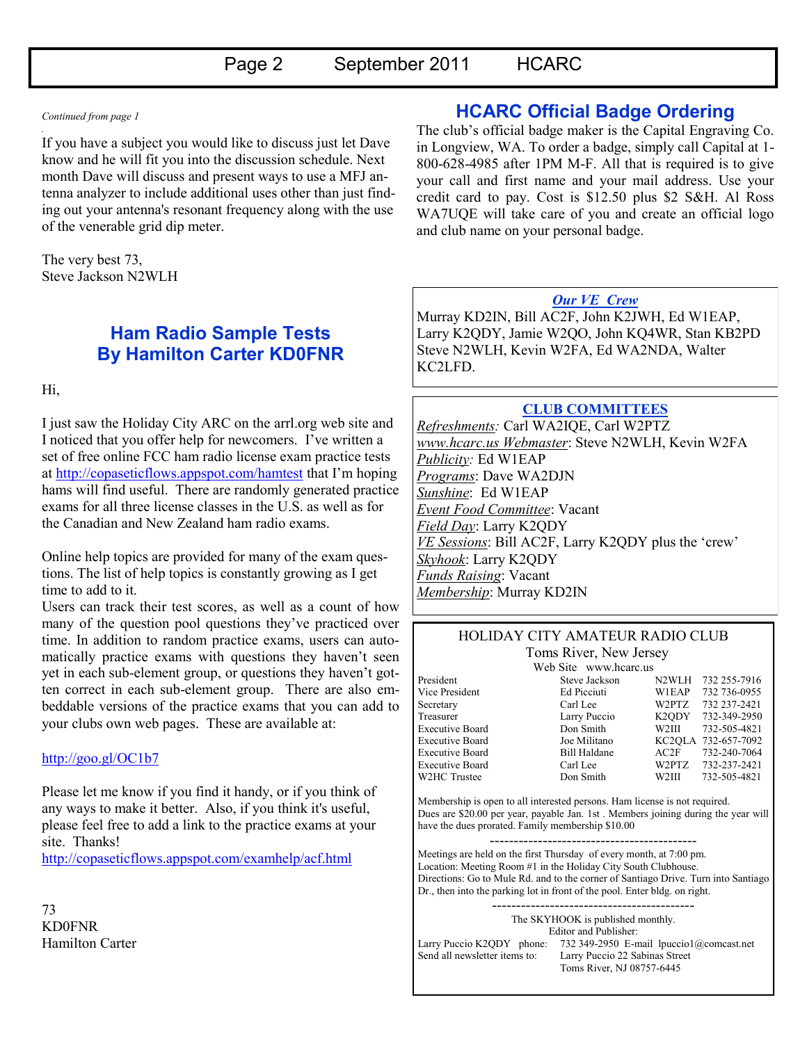*Continued from page 1*

If you have a subject you would like to discuss just let Dave know and he will fit you into the discussion schedule. Next month Dave will discuss and present ways to use a MFJ antenna analyzer to include additional uses other than just finding out your antenna's resonant frequency along with the use of the venerable grid dip meter.

The very best 73,
Steve Jackson N2WLH

## Ham Radio Sample Tests By Hamilton Carter KD0FNR

Hi,

I just saw the Holiday City ARC on the arrl.org web site and I noticed that you offer help for newcomers. I've written a set of free online FCC ham radio license exam practice tests at http://copaseticflows.appspot.com/hamtest that I'm hoping hams will find useful. There are randomly generated practice exams for all three license classes in the U.S. as well as for the Canadian and New Zealand ham radio exams.

Online help topics are provided for many of the exam questions. The list of help topics is constantly growing as I get time to add to it.

Users can track their test scores, as well as a count of how many of the question pool questions they've practiced over time. In addition to random practice exams, users can automatically practice exams with questions they haven't seen yet in each sub-element group, or questions they haven't gotten correct in each sub-element group. There are also embeddable versions of the practice exams that you can add to your clubs own web pages. These are available at:

http://goo.gl/OC1b7

Please let me know if you find it handy, or if you think of any ways to make it better. Also, if you think it's useful, please feel free to add a link to the practice exams at your site. Thanks!
http://copaseticflows.appspot.com/examhelp/acf.html

73
KD0FNR
Hamilton Carter

## HCARC Official Badge Ordering

The club's official badge maker is the Capital Engraving Co. in Longview, WA. To order a badge, simply call Capital at 1-800-628-4985 after 1PM M-F. All that is required is to give your call and first name and your mail address. Use your credit card to pay. Cost is $12.50 plus $2 S&H. Al Ross WA7UQE will take care of you and create an official logo and club name on your personal badge.

### *Our VE Crew*

Murray KD2IN, Bill AC2F, John K2JWH, Ed W1EAP, Larry K2QDY, Jamie W2QO, John KQ4WR, Stan KB2PD Steve N2WLH, Kevin W2FA, Ed WA2NDA, Walter KC2LFD.

### CLUB COMMITTEES

*Refreshments:* Carl WA2IQE, Carl W2PTZ
*www.hcarc.us Webmaster*: Steve N2WLH, Kevin W2FA
*Publicity:* Ed W1EAP
*Programs*: Dave WA2DJN
*Sunshine*: Ed W1EAP
*Event Food Committee*: Vacant
*Field Day*: Larry K2QDY
*VE Sessions*: Bill AC2F, Larry K2QDY plus the 'crew'
*Skyhook*: Larry K2QDY
*Funds Raising*: Vacant
*Membership*: Murray KD2IN

### HOLIDAY CITY AMATEUR RADIO CLUB

Toms River, New Jersey
Web Site www.hcarc.us

| Position | Name | Call | Phone |
|---|---|---|---|
| President | Steve Jackson | N2WLH | 732 255-7916 |
| Vice President | Ed Picciuti | W1EAP | 732 736-0955 |
| Secretary | Carl Lee | W2PTZ | 732 237-2421 |
| Treasurer | Larry Puccio | K2QDY | 732-349-2950 |
| Executive Board | Don Smith | W2III | 732-505-4821 |
| Executive Board | Joe Militano | KC2QLA | 732-657-7092 |
| Executive Board | Bill Haldane | AC2F | 732-240-7064 |
| Executive Board | Carl Lee | W2PTZ | 732-237-2421 |
| W2HC Trustee | Don Smith | W2III | 732-505-4821 |

Membership is open to all interested persons. Ham license is not required. Dues are $20.00 per year, payable Jan. 1st . Members joining during the year will have the dues prorated. Family membership $10.00

Meetings are held on the first Thursday of every month, at 7:00 pm.
Location: Meeting Room #1 in the Holiday City South Clubhouse.
Directions: Go to Mule Rd. and to the corner of Santiago Drive. Turn into Santiago Dr., then into the parking lot in front of the pool. Enter bldg. on right.

The SKYHOOK is published monthly.
Editor and Publisher:
Larry Puccio K2QDY phone: 732 349-2950 E-mail lpuccio1@comcast.net
Send all newsletter items to: Larry Puccio 22 Sabinas Street
Toms River, NJ 08757-6445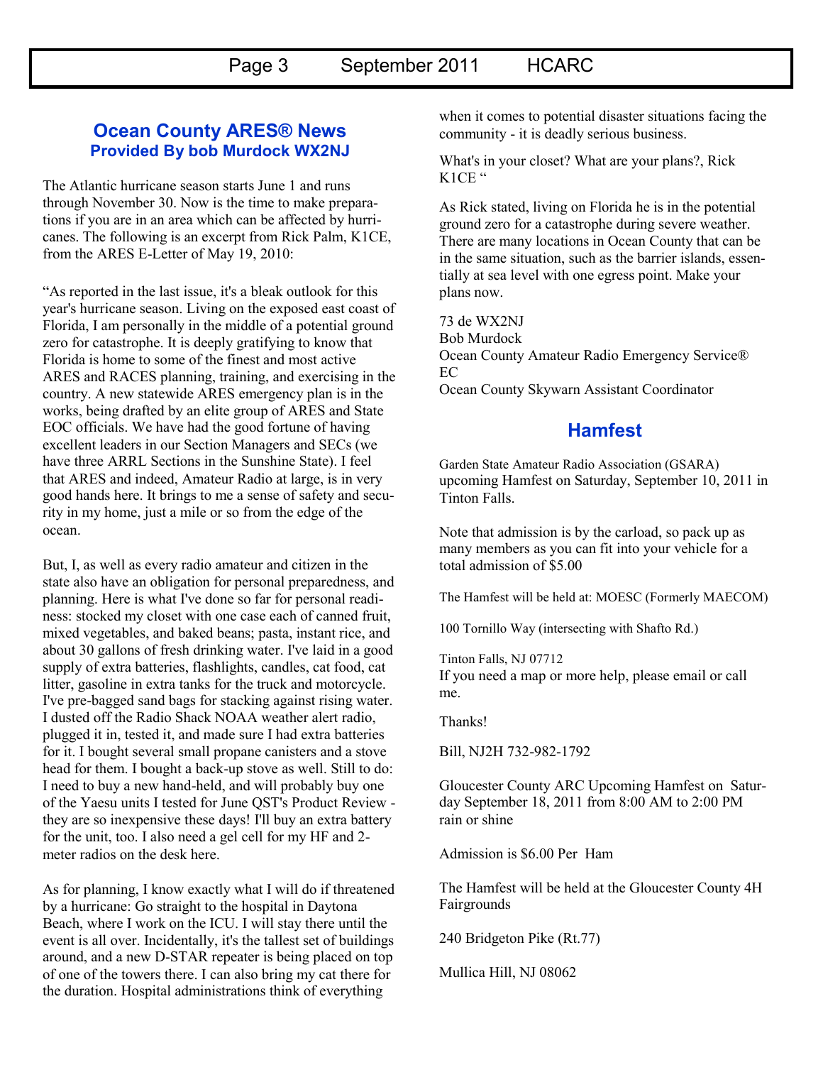## Ocean County ARES® News

### Provided By bob Murdock WX2NJ

The Atlantic hurricane season starts June 1 and runs through November 30. Now is the time to make preparations if you are in an area which can be affected by hurricanes. The following is an excerpt from Rick Palm, K1CE, from the ARES E-Letter of May 19, 2010:

"As reported in the last issue, it's a bleak outlook for this year's hurricane season. Living on the exposed east coast of Florida, I am personally in the middle of a potential ground zero for catastrophe. It is deeply gratifying to know that Florida is home to some of the finest and most active ARES and RACES planning, training, and exercising in the country. A new statewide ARES emergency plan is in the works, being drafted by an elite group of ARES and State EOC officials. We have had the good fortune of having excellent leaders in our Section Managers and SECs (we have three ARRL Sections in the Sunshine State). I feel that ARES and indeed, Amateur Radio at large, is in very good hands here. It brings to me a sense of safety and security in my home, just a mile or so from the edge of the ocean.

But, I, as well as every radio amateur and citizen in the state also have an obligation for personal preparedness, and planning. Here is what I've done so far for personal readiness: stocked my closet with one case each of canned fruit, mixed vegetables, and baked beans; pasta, instant rice, and about 30 gallons of fresh drinking water. I've laid in a good supply of extra batteries, flashlights, candles, cat food, cat litter, gasoline in extra tanks for the truck and motorcycle. I've pre-bagged sand bags for stacking against rising water. I dusted off the Radio Shack NOAA weather alert radio, plugged it in, tested it, and made sure I had extra batteries for it. I bought several small propane canisters and a stove head for them. I bought a back-up stove as well. Still to do: I need to buy a new hand-held, and will probably buy one of the Yaesu units I tested for June QST's Product Review - they are so inexpensive these days! I'll buy an extra battery for the unit, too. I also need a gel cell for my HF and 2-meter radios on the desk here.

As for planning, I know exactly what I will do if threatened by a hurricane: Go straight to the hospital in Daytona Beach, where I work on the ICU. I will stay there until the event is all over. Incidentally, it's the tallest set of buildings around, and a new D-STAR repeater is being placed on top of one of the towers there. I can also bring my cat there for the duration. Hospital administrations think of everything when it comes to potential disaster situations facing the community - it is deadly serious business.

What's in your closet? What are your plans?, Rick K1CE "

As Rick stated, living on Florida he is in the potential ground zero for a catastrophe during severe weather. There are many locations in Ocean County that can be in the same situation, such as the barrier islands, essentially at sea level with one egress point. Make your plans now.

73 de WX2NJ
Bob Murdock
Ocean County Amateur Radio Emergency Service® EC
Ocean County Skywarn Assistant Coordinator

## Hamfest

Garden State Amateur Radio Association (GSARA) upcoming Hamfest on Saturday, September 10, 2011 in Tinton Falls.

Note that admission is by the carload, so pack up as many members as you can fit into your vehicle for a total admission of $5.00

The Hamfest will be held at: MOESC (Formerly MAECOM)

100 Tornillo Way (intersecting with Shafto Rd.)

Tinton Falls, NJ 07712
If you need a map or more help, please email or call me.

Thanks!

Bill, NJ2H 732-982-1792

Gloucester County ARC Upcoming Hamfest on Saturday September 18, 2011 from 8:00 AM to 2:00 PM rain or shine

Admission is $6.00 Per Ham

The Hamfest will be held at the Gloucester County 4H Fairgrounds

240 Bridgeton Pike (Rt.77)

Mullica Hill, NJ 08062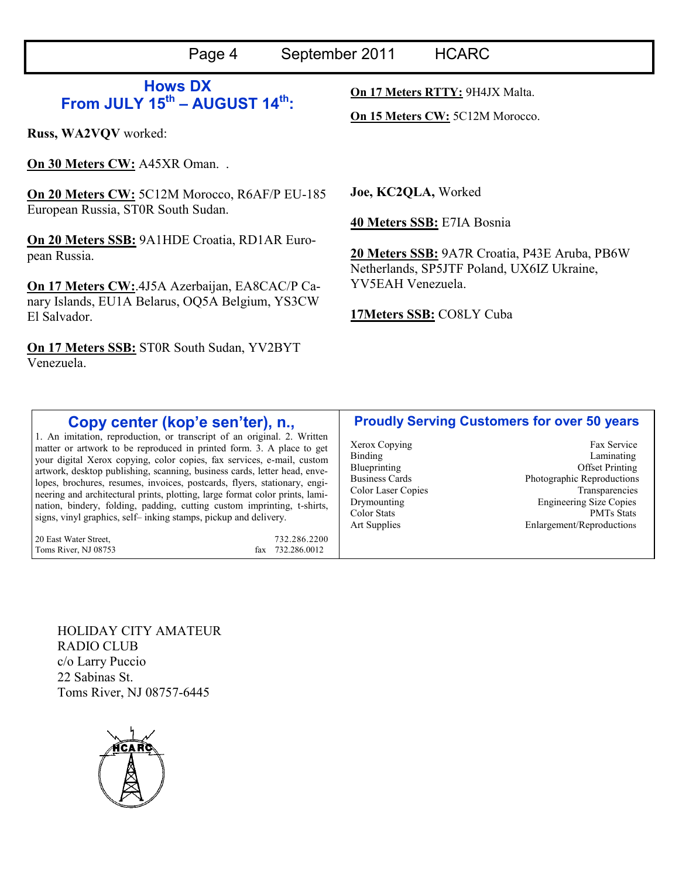## Hows DX From JULY 15th – AUGUST 14th:

**Russ, WA2VQV** worked:

**On 30 Meters CW:** A45XR Oman. .

**On 20 Meters CW:** 5C12M Morocco, R6AF/P EU-185 European Russia, ST0R South Sudan.

**On 20 Meters SSB:** 9A1HDE Croatia, RD1AR European Russia.

**On 17 Meters CW:**.4J5A Azerbaijan, EA8CAC/P Canary Islands, EU1A Belarus, OQ5A Belgium, YS3CW El Salvador.

**On 17 Meters SSB:** ST0R South Sudan, YV2BYT Venezuela.

**On 17 Meters RTTY:** 9H4JX Malta.

**On 15 Meters CW:** 5C12M Morocco.

**Joe, KC2QLA,** Worked

**40 Meters SSB:** E7IA Bosnia

**20 Meters SSB:** 9A7R Croatia, P43E Aruba, PB6W Netherlands, SP5JTF Poland, UX6IZ Ukraine, YV5EAH Venezuela.

**17Meters SSB:** CO8LY Cuba

### Copy center (kop'e sen'ter), n.,

1. An imitation, reproduction, or transcript of an original. 2. Written matter or artwork to be reproduced in printed form. 3. A place to get your digital Xerox copying, color copies, fax services, e-mail, custom artwork, desktop publishing, scanning, business cards, letter head, envelopes, brochures, resumes, invoices, postcards, flyers, stationary, engineering and architectural prints, plotting, large format color prints, lamination, bindery, folding, padding, cutting custom imprinting, t-shirts, signs, vinyl graphics, self– inking stamps, pickup and delivery.

20 East Water Street,
Toms River, NJ 08753

732.286.2200
fax 732.286.0012

### Proudly Serving Customers for over 50 years

| | |
|---|---|
| Xerox Copying | Fax Service |
| Binding | Laminating |
| Blueprinting | Offset Printing |
| Business Cards | Photographic Reproductions |
| Color Laser Copies | Transparencies |
| Drymounting | Engineering Size Copies |
| Color Stats | PMTs Stats |
| Art Supplies | Enlargement/Reproductions |

HOLIDAY CITY AMATEUR
RADIO CLUB
c/o Larry Puccio
22 Sabinas St.
Toms River, NJ 08757-6445

HCARC